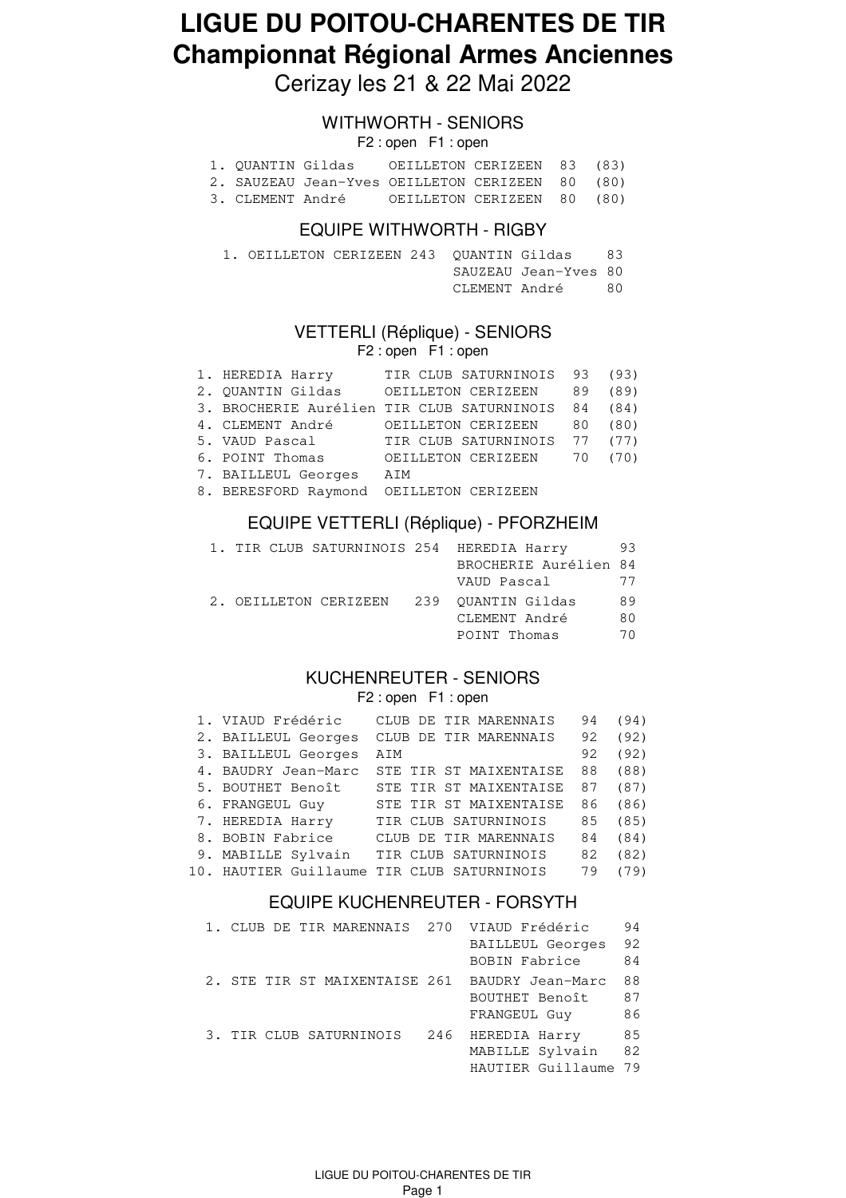# LIGUE DU POITOU-CHARENTES DE TIR
# Championnat Régional Armes Anciennes

Cerizay les 21 & 22 Mai 2022

## WITHWORTH - SENIORS

F2 : open F1 : open

| | | | | |
|---|---|---|---|---|
| 1. | QUANTIN Gildas | OEILLETON CERIZEEN | 83 | (83) |
| 2. | SAUZEAU Jean-Yves | OEILLETON CERIZEEN | 80 | (80) |
| 3. | CLEMENT André | OEILLETON CERIZEEN | 80 | (80) |

## EQUIPE WITHWORTH - RIGBY

| | | | | |
|---|---|---|---|---|
| 1. | OEILLETON CERIZEEN | 243 | QUANTIN Gildas | 83 |
| | | | SAUZEAU Jean-Yves | 80 |
| | | | CLEMENT André | 80 |

## VETTERLI (Réplique) - SENIORS

F2 : open F1 : open

| | | | | |
|---|---|---|---|---|
| 1. | HEREDIA Harry | TIR CLUB SATURNINOIS | 93 | (93) |
| 2. | QUANTIN Gildas | OEILLETON CERIZEEN | 89 | (89) |
| 3. | BROCHERIE Aurélien | TIR CLUB SATURNINOIS | 84 | (84) |
| 4. | CLEMENT André | OEILLETON CERIZEEN | 80 | (80) |
| 5. | VAUD Pascal | TIR CLUB SATURNINOIS | 77 | (77) |
| 6. | POINT Thomas | OEILLETON CERIZEEN | 70 | (70) |
| 7. | BAILLEUL Georges | AIM | | |
| 8. | BERESFORD Raymond | OEILLETON CERIZEEN | | |

## EQUIPE VETTERLI (Réplique) - PFORZHEIM

| | | | | |
|---|---|---|---|---|
| 1. | TIR CLUB SATURNINOIS | 254 | HEREDIA Harry | 93 |
| | | | BROCHERIE Aurélien | 84 |
| | | | VAUD Pascal | 77 |
| 2. | OEILLETON CERIZEEN | 239 | QUANTIN Gildas | 89 |
| | | | CLEMENT André | 80 |
| | | | POINT Thomas | 70 |

## KUCHENREUTER - SENIORS

F2 : open F1 : open

| | | | | |
|---|---|---|---|---|
| 1. | VIAUD Frédéric | CLUB DE TIR MARENNAIS | 94 | (94) |
| 2. | BAILLEUL Georges | CLUB DE TIR MARENNAIS | 92 | (92) |
| 3. | BAILLEUL Georges | AIM | 92 | (92) |
| 4. | BAUDRY Jean-Marc | STE TIR ST MAIXENTAISE | 88 | (88) |
| 5. | BOUTHET Benoît | STE TIR ST MAIXENTAISE | 87 | (87) |
| 6. | FRANGEUL Guy | STE TIR ST MAIXENTAISE | 86 | (86) |
| 7. | HEREDIA Harry | TIR CLUB SATURNINOIS | 85 | (85) |
| 8. | BOBIN Fabrice | CLUB DE TIR MARENNAIS | 84 | (84) |
| 9. | MABILLE Sylvain | TIR CLUB SATURNINOIS | 82 | (82) |
| 10. | HAUTIER Guillaume | TIR CLUB SATURNINOIS | 79 | (79) |

## EQUIPE KUCHENREUTER - FORSYTH

| | | | | |
|---|---|---|---|---|
| 1. | CLUB DE TIR MARENNAIS | 270 | VIAUD Frédéric | 94 |
| | | | BAILLEUL Georges | 92 |
| | | | BOBIN Fabrice | 84 |
| 2. | STE TIR ST MAIXENTAISE | 261 | BAUDRY Jean-Marc | 88 |
| | | | BOUTHET Benoît | 87 |
| | | | FRANGEUL Guy | 86 |
| 3. | TIR CLUB SATURNINOIS | 246 | HEREDIA Harry | 85 |
| | | | MABILLE Sylvain | 82 |
| | | | HAUTIER Guillaume | 79 |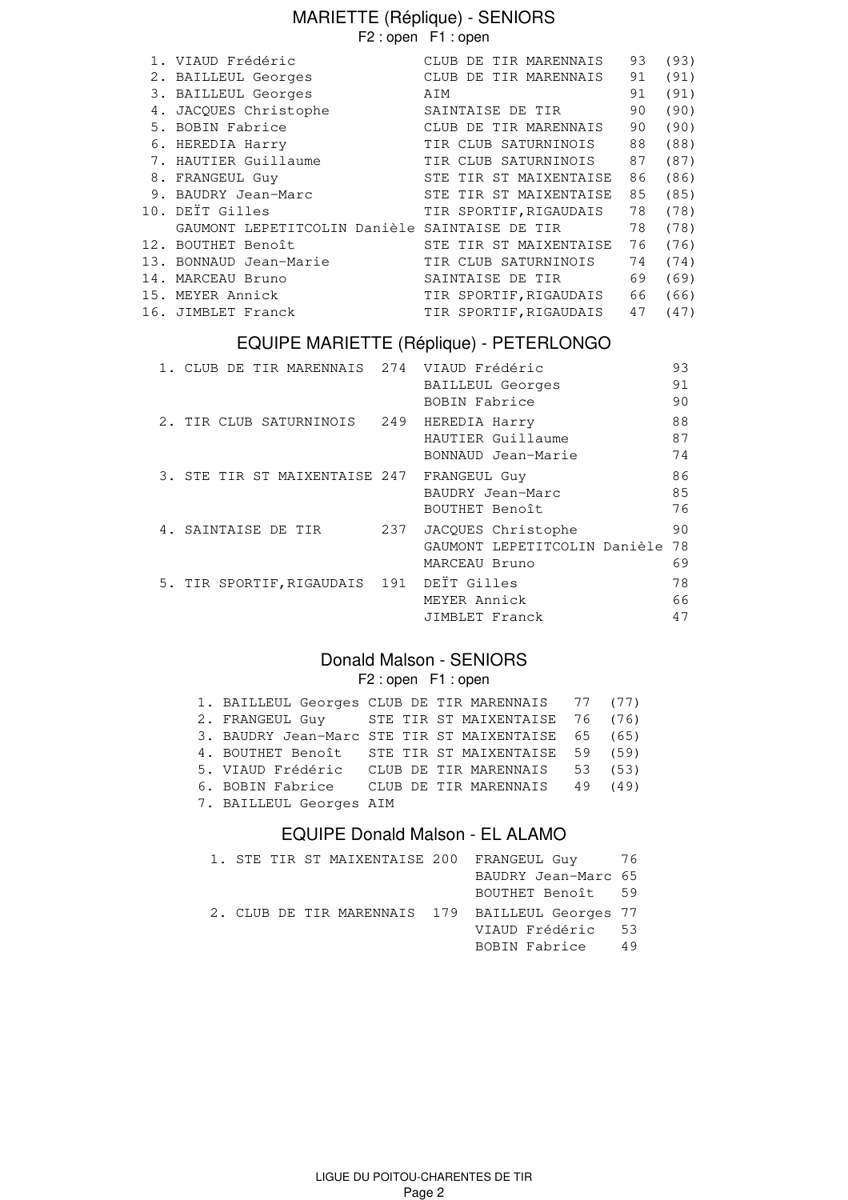## MARIETTE (Réplique) - SENIORS

F2 : open F1 : open

| | | | | |
|---|---|---|---|---|
| 1. | VIAUD Frédéric | CLUB DE TIR MARENNAIS | 93 | (93) |
| 2. | BAILLEUL Georges | CLUB DE TIR MARENNAIS | 91 | (91) |
| 3. | BAILLEUL Georges | AIM | 91 | (91) |
| 4. | JACQUES Christophe | SAINTAISE DE TIR | 90 | (90) |
| 5. | BOBIN Fabrice | CLUB DE TIR MARENNAIS | 90 | (90) |
| 6. | HEREDIA Harry | TIR CLUB SATURNINOIS | 88 | (88) |
| 7. | HAUTIER Guillaume | TIR CLUB SATURNINOIS | 87 | (87) |
| 8. | FRANGEUL Guy | STE TIR ST MAIXENTAISE | 86 | (86) |
| 9. | BAUDRY Jean-Marc | STE TIR ST MAIXENTAISE | 85 | (85) |
| 10. | DEÏT Gilles | TIR SPORTIF,RIGAUDAIS | 78 | (78) |
| | GAUMONT LEPETITCOLIN Danièle | SAINTAISE DE TIR | 78 | (78) |
| 12. | BOUTHET Benoît | STE TIR ST MAIXENTAISE | 76 | (76) |
| 13. | BONNAUD Jean-Marie | TIR CLUB SATURNINOIS | 74 | (74) |
| 14. | MARCEAU Bruno | SAINTAISE DE TIR | 69 | (69) |
| 15. | MEYER Annick | TIR SPORTIF,RIGAUDAIS | 66 | (66) |
| 16. | JIMBLET Franck | TIR SPORTIF,RIGAUDAIS | 47 | (47) |

## EQUIPE MARIETTE (Réplique) - PETERLONGO

| | | | | |
|---|---|---|---|---|
| 1. | CLUB DE TIR MARENNAIS | 274 | VIAUD Frédéric | 93 |
| | | | BAILLEUL Georges | 91 |
| | | | BOBIN Fabrice | 90 |
| 2. | TIR CLUB SATURNINOIS | 249 | HEREDIA Harry | 88 |
| | | | HAUTIER Guillaume | 87 |
| | | | BONNAUD Jean-Marie | 74 |
| 3. | STE TIR ST MAIXENTAISE | 247 | FRANGEUL Guy | 86 |
| | | | BAUDRY Jean-Marc | 85 |
| | | | BOUTHET Benoît | 76 |
| 4. | SAINTAISE DE TIR | 237 | JACQUES Christophe | 90 |
| | | | GAUMONT LEPETITCOLIN Danièle | 78 |
| | | | MARCEAU Bruno | 69 |
| 5. | TIR SPORTIF,RIGAUDAIS | 191 | DEÏT Gilles | 78 |
| | | | MEYER Annick | 66 |
| | | | JIMBLET Franck | 47 |

## Donald Malson - SENIORS

F2 : open F1 : open

| | | | | |
|---|---|---|---|---|
| 1. | BAILLEUL Georges | CLUB DE TIR MARENNAIS | 77 | (77) |
| 2. | FRANGEUL Guy | STE TIR ST MAIXENTAISE | 76 | (76) |
| 3. | BAUDRY Jean-Marc | STE TIR ST MAIXENTAISE | 65 | (65) |
| 4. | BOUTHET Benoît | STE TIR ST MAIXENTAISE | 59 | (59) |
| 5. | VIAUD Frédéric | CLUB DE TIR MARENNAIS | 53 | (53) |
| 6. | BOBIN Fabrice | CLUB DE TIR MARENNAIS | 49 | (49) |
| 7. | BAILLEUL Georges | AIM | | |

## EQUIPE Donald Malson - EL ALAMO

| | | | | |
|---|---|---|---|---|
| 1. | STE TIR ST MAIXENTAISE | 200 | FRANGEUL Guy | 76 |
| | | | BAUDRY Jean-Marc | 65 |
| | | | BOUTHET Benoît | 59 |
| 2. | CLUB DE TIR MARENNAIS | 179 | BAILLEUL Georges | 77 |
| | | | VIAUD Frédéric | 53 |
| | | | BOBIN Fabrice | 49 |

LIGUE DU POITOU-CHARENTES DE TIR